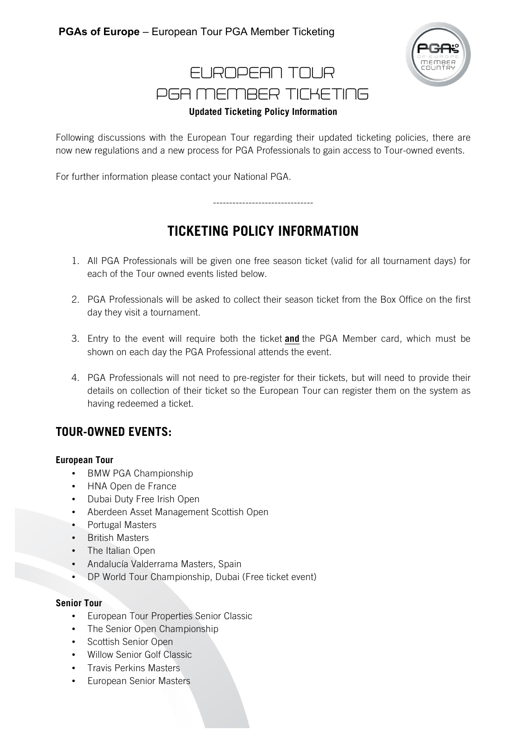**PGAs of Europe** – European Tour PGA Member Ticketing

# EUROPEAN TOUR PGA MEMBER TICKETING

**Updated Ticketing Policy Information**

Following discussions with the European Tour regarding their updated ticketing policies, there are now new regulations and a new process for PGA Professionals to gain access to Tour-owned events.

For further information please contact your National PGA.

-------------------------------

## TICKETING POLICY INFORMATION

1. All PGA Professionals will be given one free season ticket (valid for all tournament days) for each of the Tour owned events listed below.

2. PGA Professionals will be asked to collect their season ticket from the Box Office on the first day they visit a tournament.

3. Entry to the event will require both the ticket **and** the PGA Member card, which must be shown on each day the PGA Professional attends the event.

4. PGA Professionals will not need to pre-register for their tickets, but will need to provide their details on collection of their ticket so the European Tour can register them on the system as having redeemed a ticket.

## TOUR-OWNED EVENTS:

**European Tour**

- BMW PGA Championship
- HNA Open de France
- Dubai Duty Free Irish Open
- Aberdeen Asset Management Scottish Open
- Portugal Masters
- British Masters
- The Italian Open
- Andalucía Valderrama Masters, Spain
- DP World Tour Championship, Dubai (Free ticket event)

**Senior Tour**

- European Tour Properties Senior Classic
- The Senior Open Championship
- Scottish Senior Open
- Willow Senior Golf Classic
- Travis Perkins Masters
- European Senior Masters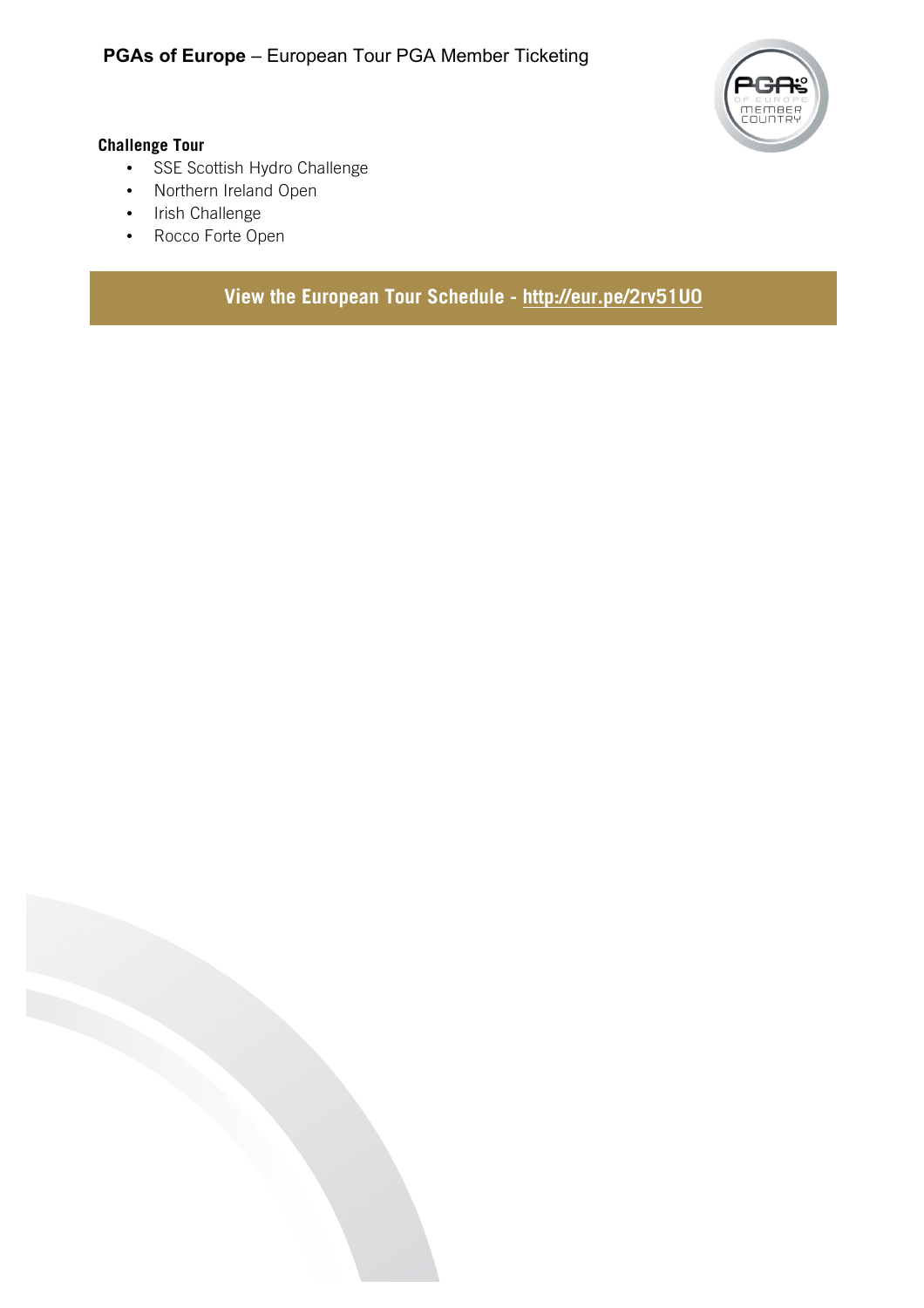**Challenge Tour**

- SSE Scottish Hydro Challenge
- Northern Ireland Open
- Irish Challenge
- Rocco Forte Open

**View the European Tour Schedule - http://eur.pe/2rv51UO**